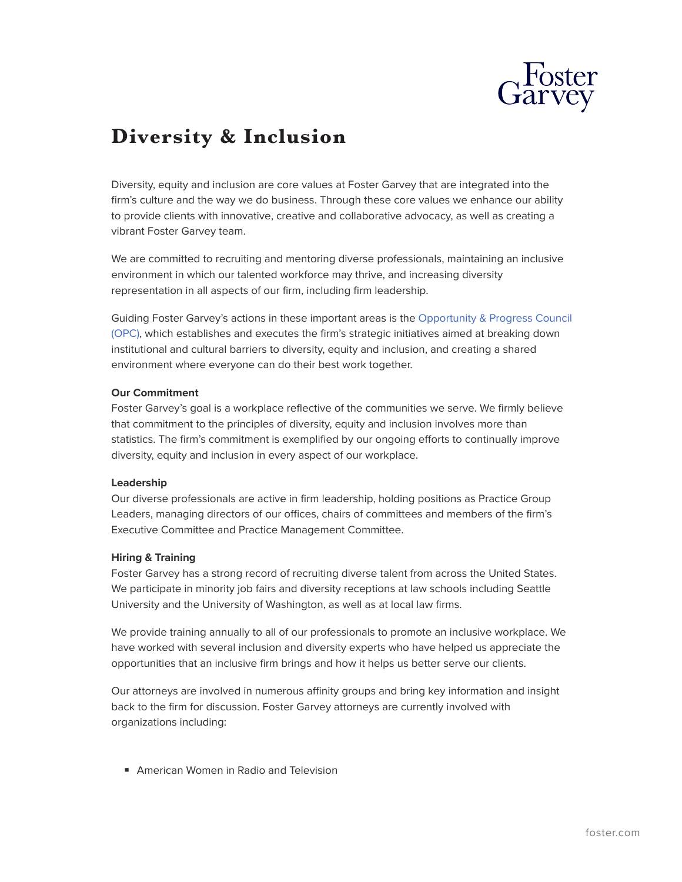# Diversity & Inclusion

Diversity, equity and inclusion are core values at Foster Garvey that are integrated into the firm's culture and the way we do business. Through these core values we enhance our ability to provide clients with innovative, creative and collaborative advocacy, as well as creating a vibrant Foster Garvey team.

We are committed to recruiting and mentoring diverse professionals, maintaining an inclusive environment in which our talented workforce may thrive, and increasing diversity representation in all aspects of our firm, including firm leadership.

Guiding Foster Garvey's actions in these important areas is the Opportunity & Progress Council (OPC), which establishes and executes the firm's strategic initiatives aimed at breaking down institutional and cultural barriers to diversity, equity and inclusion, and creating a shared environment where everyone can do their best work together.

**Our Commitment**

Foster Garvey's goal is a workplace reflective of the communities we serve. We firmly believe that commitment to the principles of diversity, equity and inclusion involves more than statistics. The firm's commitment is exemplified by our ongoing efforts to continually improve diversity, equity and inclusion in every aspect of our workplace.

**Leadership**

Our diverse professionals are active in firm leadership, holding positions as Practice Group Leaders, managing directors of our offices, chairs of committees and members of the firm's Executive Committee and Practice Management Committee.

**Hiring & Training**

Foster Garvey has a strong record of recruiting diverse talent from across the United States. We participate in minority job fairs and diversity receptions at law schools including Seattle University and the University of Washington, as well as at local law firms.

We provide training annually to all of our professionals to promote an inclusive workplace. We have worked with several inclusion and diversity experts who have helped us appreciate the opportunities that an inclusive firm brings and how it helps us better serve our clients.

Our attorneys are involved in numerous affinity groups and bring key information and insight back to the firm for discussion. Foster Garvey attorneys are currently involved with organizations including:

- American Women in Radio and Television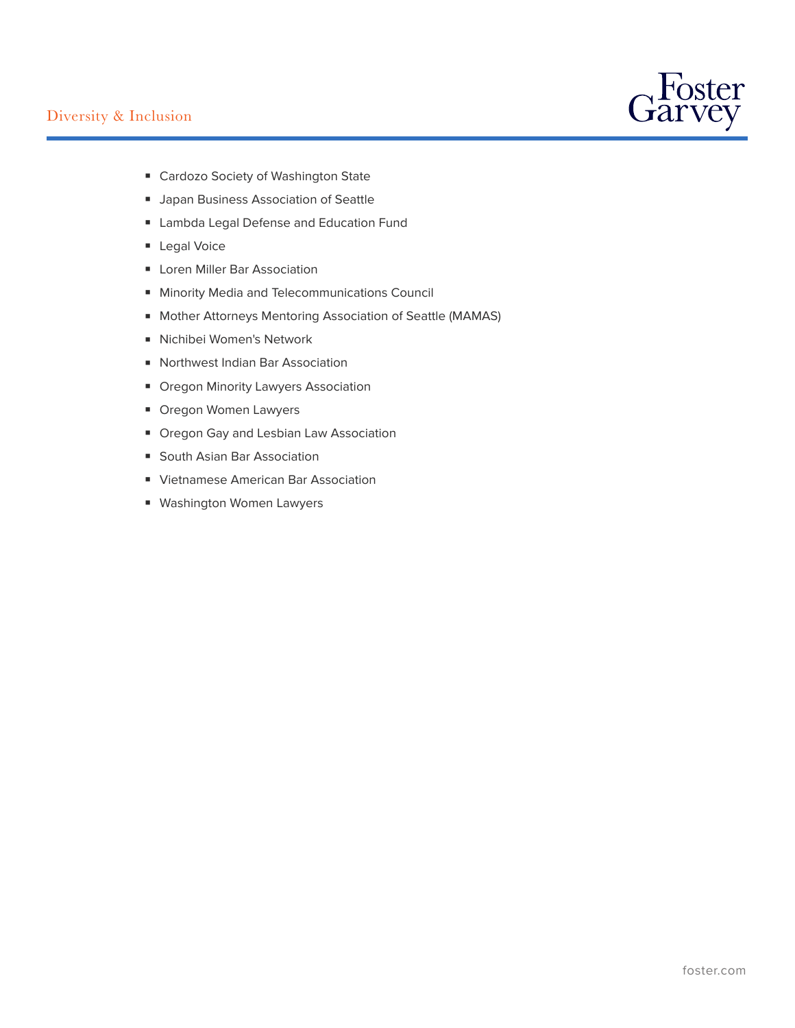- Cardozo Society of Washington State
- Japan Business Association of Seattle
- Lambda Legal Defense and Education Fund
- Legal Voice
- Loren Miller Bar Association
- Minority Media and Telecommunications Council
- Mother Attorneys Mentoring Association of Seattle (MAMAS)
- Nichibei Women's Network
- Northwest Indian Bar Association
- Oregon Minority Lawyers Association
- Oregon Women Lawyers
- Oregon Gay and Lesbian Law Association
- South Asian Bar Association
- Vietnamese American Bar Association
- Washington Women Lawyers